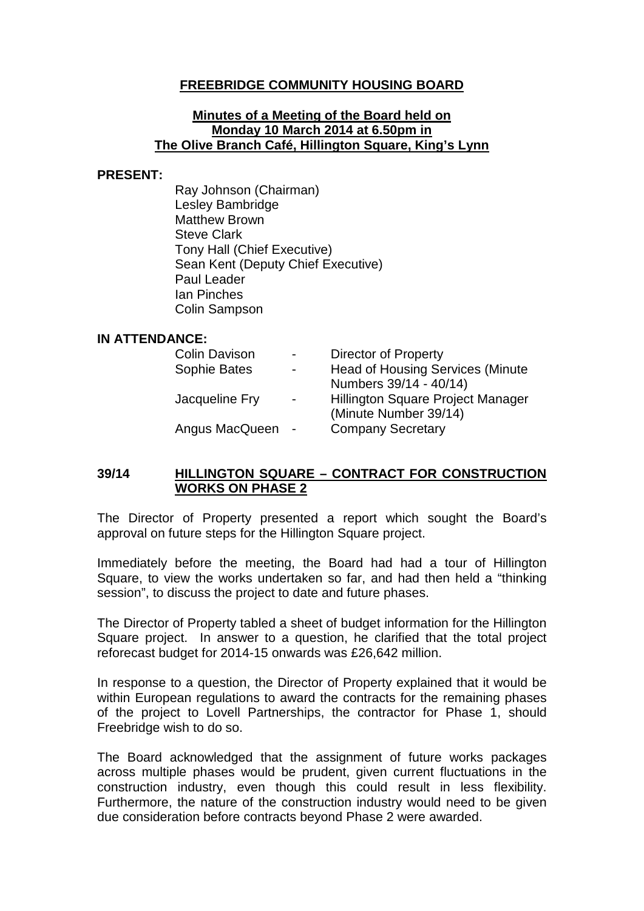# FREEBRIDGE COMMUNITY HOUSING BOARD

## Minutes of a Meeting of the Board held on Monday 10 March 2014 at 6.50pm in The Olive Branch Café, Hillington Square, King's Lynn

**PRESENT:**

Ray Johnson (Chairman)
Lesley Bambridge
Matthew Brown
Steve Clark
Tony Hall (Chief Executive)
Sean Kent (Deputy Chief Executive)
Paul Leader
Ian Pinches
Colin Sampson

**IN ATTENDANCE:**

| | | |
|---|---|---|
| Colin Davison | - | Director of Property |
| Sophie Bates | - | Head of Housing Services (Minute Numbers 39/14 - 40/14) |
| Jacqueline Fry | - | Hillington Square Project Manager (Minute Number 39/14) |
| Angus MacQueen | - | Company Secretary |

### 39/14 HILLINGTON SQUARE – CONTRACT FOR CONSTRUCTION WORKS ON PHASE 2

The Director of Property presented a report which sought the Board's approval on future steps for the Hillington Square project.

Immediately before the meeting, the Board had had a tour of Hillington Square, to view the works undertaken so far, and had then held a "thinking session", to discuss the project to date and future phases.

The Director of Property tabled a sheet of budget information for the Hillington Square project. In answer to a question, he clarified that the total project reforecast budget for 2014-15 onwards was £26,642 million.

In response to a question, the Director of Property explained that it would be within European regulations to award the contracts for the remaining phases of the project to Lovell Partnerships, the contractor for Phase 1, should Freebridge wish to do so.

The Board acknowledged that the assignment of future works packages across multiple phases would be prudent, given current fluctuations in the construction industry, even though this could result in less flexibility. Furthermore, the nature of the construction industry would need to be given due consideration before contracts beyond Phase 2 were awarded.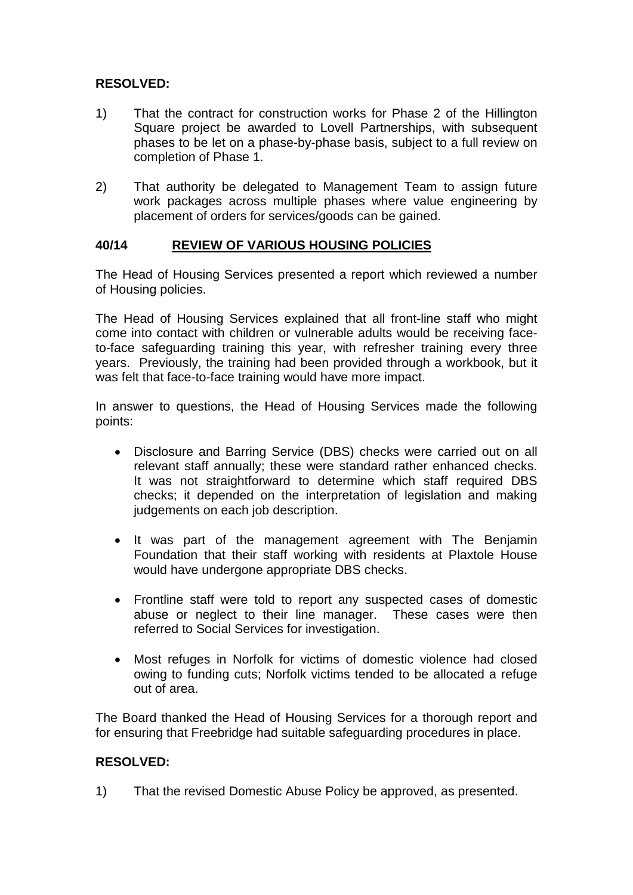**RESOLVED:**

1) That the contract for construction works for Phase 2 of the Hillington Square project be awarded to Lovell Partnerships, with subsequent phases to be let on a phase-by-phase basis, subject to a full review on completion of Phase 1.

2) That authority be delegated to Management Team to assign future work packages across multiple phases where value engineering by placement of orders for services/goods can be gained.

## 40/14 REVIEW OF VARIOUS HOUSING POLICIES

The Head of Housing Services presented a report which reviewed a number of Housing policies.

The Head of Housing Services explained that all front-line staff who might come into contact with children or vulnerable adults would be receiving face-to-face safeguarding training this year, with refresher training every three years. Previously, the training had been provided through a workbook, but it was felt that face-to-face training would have more impact.

In answer to questions, the Head of Housing Services made the following points:

- Disclosure and Barring Service (DBS) checks were carried out on all relevant staff annually; these were standard rather enhanced checks. It was not straightforward to determine which staff required DBS checks; it depended on the interpretation of legislation and making judgements on each job description.

- It was part of the management agreement with The Benjamin Foundation that their staff working with residents at Plaxtole House would have undergone appropriate DBS checks.

- Frontline staff were told to report any suspected cases of domestic abuse or neglect to their line manager. These cases were then referred to Social Services for investigation.

- Most refuges in Norfolk for victims of domestic violence had closed owing to funding cuts; Norfolk victims tended to be allocated a refuge out of area.

The Board thanked the Head of Housing Services for a thorough report and for ensuring that Freebridge had suitable safeguarding procedures in place.

**RESOLVED:**

1) That the revised Domestic Abuse Policy be approved, as presented.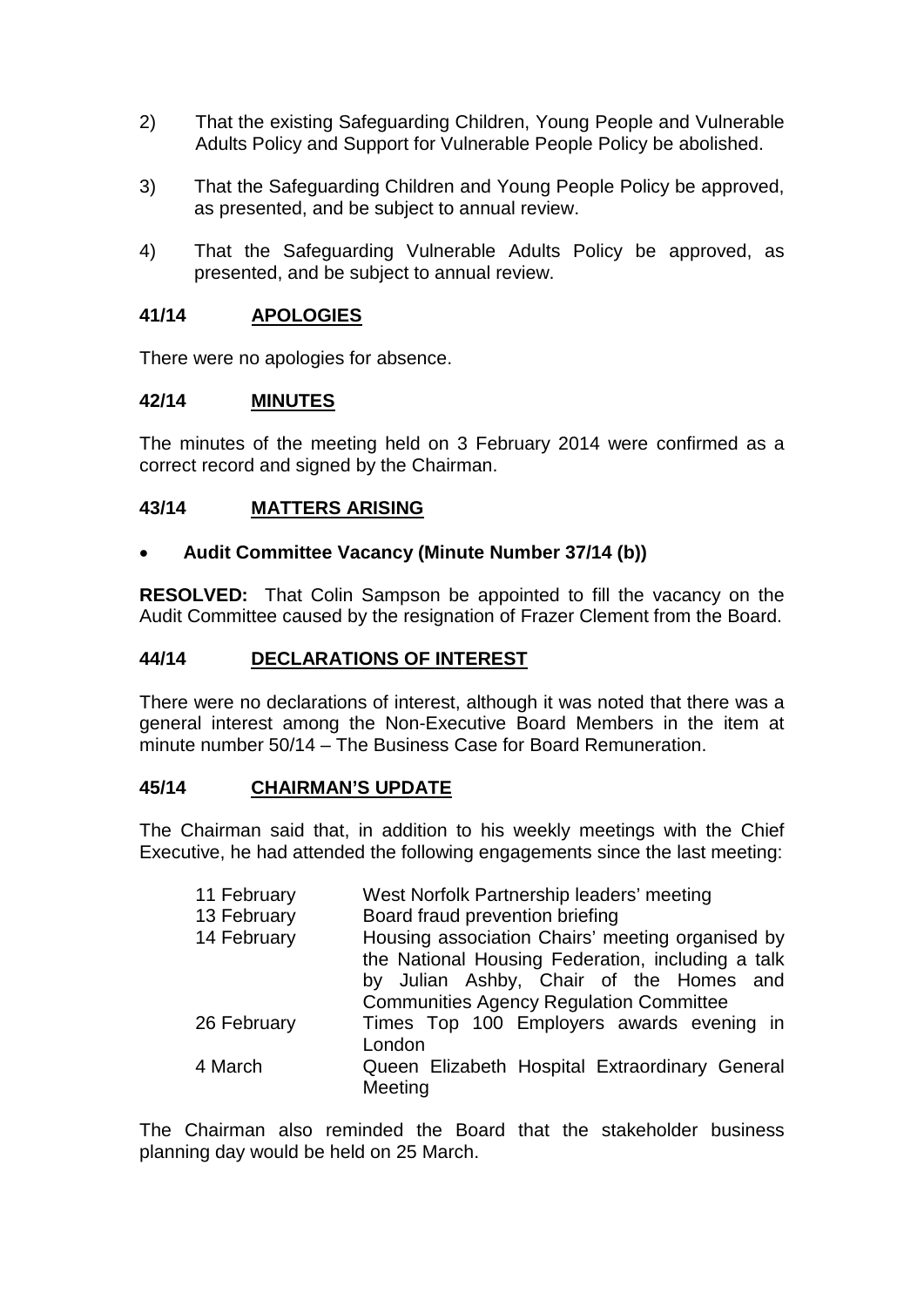2) That the existing Safeguarding Children, Young People and Vulnerable Adults Policy and Support for Vulnerable People Policy be abolished.

3) That the Safeguarding Children and Young People Policy be approved, as presented, and be subject to annual review.

4) That the Safeguarding Vulnerable Adults Policy be approved, as presented, and be subject to annual review.

## 41/14 APOLOGIES

There were no apologies for absence.

## 42/14 MINUTES

The minutes of the meeting held on 3 February 2014 were confirmed as a correct record and signed by the Chairman.

## 43/14 MATTERS ARISING

- **Audit Committee Vacancy (Minute Number 37/14 (b))**

**RESOLVED:** That Colin Sampson be appointed to fill the vacancy on the Audit Committee caused by the resignation of Frazer Clement from the Board.

## 44/14 DECLARATIONS OF INTEREST

There were no declarations of interest, although it was noted that there was a general interest among the Non-Executive Board Members in the item at minute number 50/14 – The Business Case for Board Remuneration.

## 45/14 CHAIRMAN'S UPDATE

The Chairman said that, in addition to his weekly meetings with the Chief Executive, he had attended the following engagements since the last meeting:

| | |
|---|---|
| 11 February | West Norfolk Partnership leaders' meeting |
| 13 February | Board fraud prevention briefing |
| 14 February | Housing association Chairs' meeting organised by the National Housing Federation, including a talk by Julian Ashby, Chair of the Homes and Communities Agency Regulation Committee |
| 26 February | Times Top 100 Employers awards evening in London |
| 4 March | Queen Elizabeth Hospital Extraordinary General Meeting |

The Chairman also reminded the Board that the stakeholder business planning day would be held on 25 March.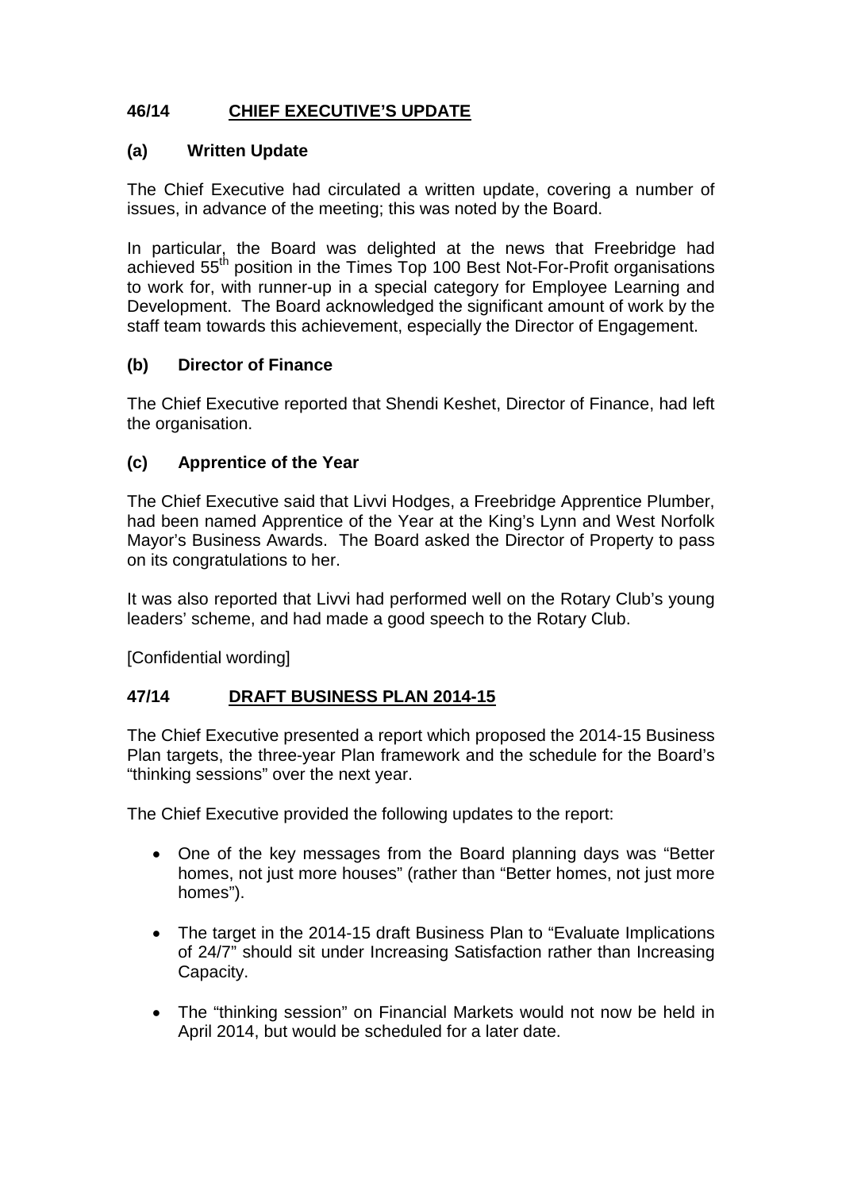## 46/14 CHIEF EXECUTIVE'S UPDATE

### (a) Written Update

The Chief Executive had circulated a written update, covering a number of issues, in advance of the meeting; this was noted by the Board.

In particular, the Board was delighted at the news that Freebridge had achieved 55th position in the Times Top 100 Best Not-For-Profit organisations to work for, with runner-up in a special category for Employee Learning and Development. The Board acknowledged the significant amount of work by the staff team towards this achievement, especially the Director of Engagement.

### (b) Director of Finance

The Chief Executive reported that Shendi Keshet, Director of Finance, had left the organisation.

### (c) Apprentice of the Year

The Chief Executive said that Livvi Hodges, a Freebridge Apprentice Plumber, had been named Apprentice of the Year at the King's Lynn and West Norfolk Mayor's Business Awards. The Board asked the Director of Property to pass on its congratulations to her.

It was also reported that Livvi had performed well on the Rotary Club's young leaders' scheme, and had made a good speech to the Rotary Club.

[Confidential wording]

## 47/14 DRAFT BUSINESS PLAN 2014-15

The Chief Executive presented a report which proposed the 2014-15 Business Plan targets, the three-year Plan framework and the schedule for the Board's "thinking sessions" over the next year.

The Chief Executive provided the following updates to the report:

- One of the key messages from the Board planning days was "Better homes, not just more houses" (rather than "Better homes, not just more homes").
- The target in the 2014-15 draft Business Plan to "Evaluate Implications of 24/7" should sit under Increasing Satisfaction rather than Increasing Capacity.
- The "thinking session" on Financial Markets would not now be held in April 2014, but would be scheduled for a later date.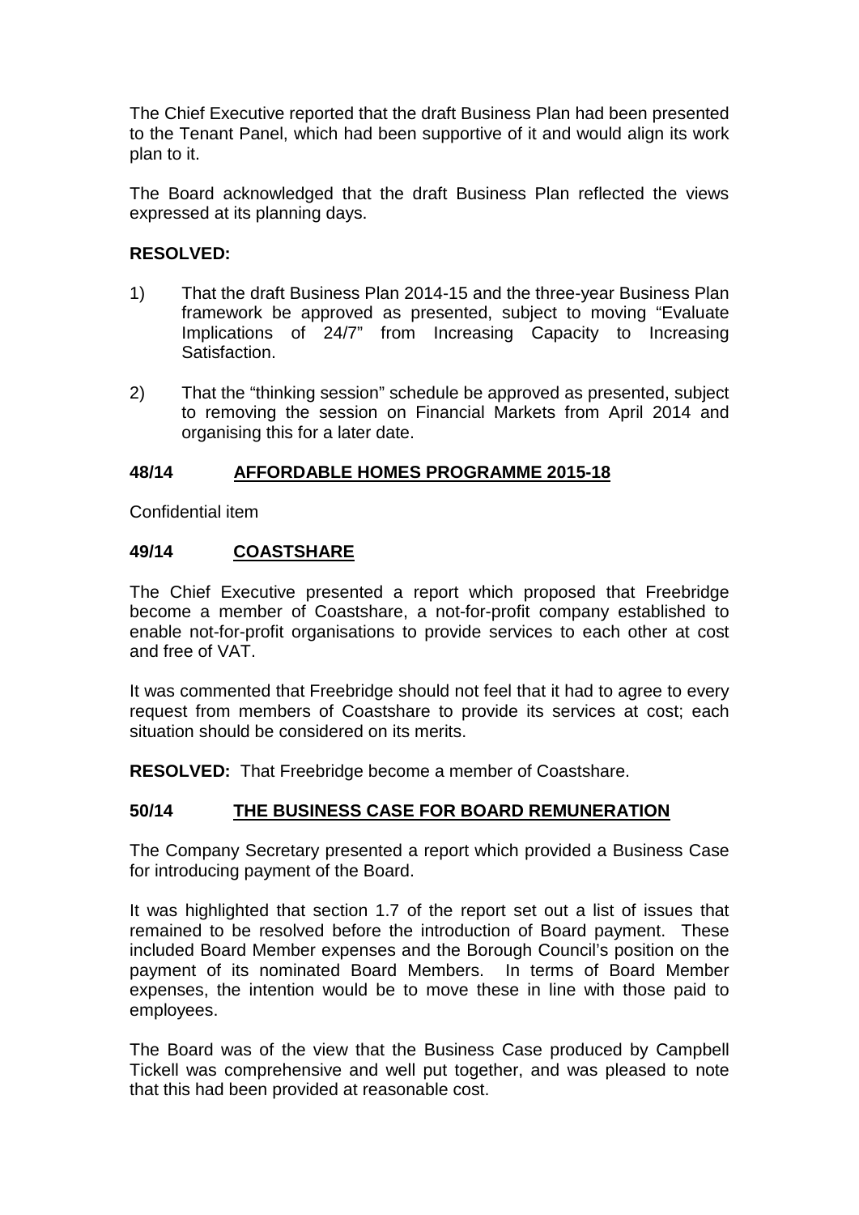The Chief Executive reported that the draft Business Plan had been presented to the Tenant Panel, which had been supportive of it and would align its work plan to it.

The Board acknowledged that the draft Business Plan reflected the views expressed at its planning days.

**RESOLVED:**

1) That the draft Business Plan 2014-15 and the three-year Business Plan framework be approved as presented, subject to moving "Evaluate Implications of 24/7" from Increasing Capacity to Increasing Satisfaction.

2) That the "thinking session" schedule be approved as presented, subject to removing the session on Financial Markets from April 2014 and organising this for a later date.

### 48/14 AFFORDABLE HOMES PROGRAMME 2015-18

Confidential item

### 49/14 COASTSHARE

The Chief Executive presented a report which proposed that Freebridge become a member of Coastshare, a not-for-profit company established to enable not-for-profit organisations to provide services to each other at cost and free of VAT.

It was commented that Freebridge should not feel that it had to agree to every request from members of Coastshare to provide its services at cost; each situation should be considered on its merits.

**RESOLVED:** That Freebridge become a member of Coastshare.

### 50/14 THE BUSINESS CASE FOR BOARD REMUNERATION

The Company Secretary presented a report which provided a Business Case for introducing payment of the Board.

It was highlighted that section 1.7 of the report set out a list of issues that remained to be resolved before the introduction of Board payment. These included Board Member expenses and the Borough Council's position on the payment of its nominated Board Members. In terms of Board Member expenses, the intention would be to move these in line with those paid to employees.

The Board was of the view that the Business Case produced by Campbell Tickell was comprehensive and well put together, and was pleased to note that this had been provided at reasonable cost.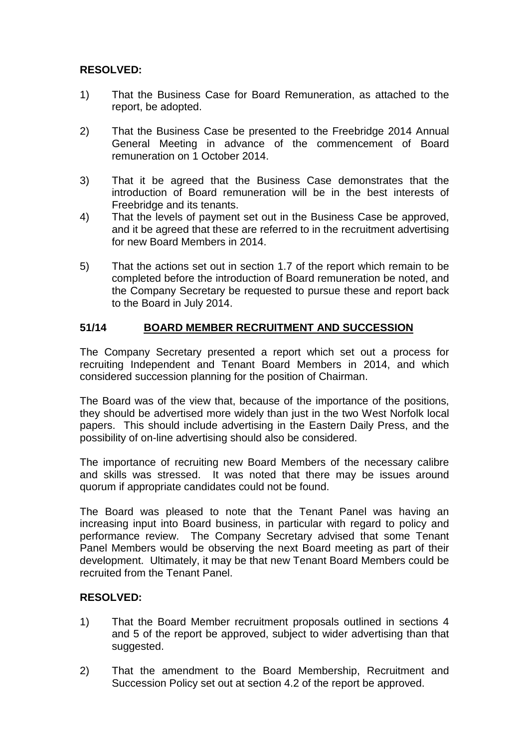**RESOLVED:**

1) That the Business Case for Board Remuneration, as attached to the report, be adopted.

2) That the Business Case be presented to the Freebridge 2014 Annual General Meeting in advance of the commencement of Board remuneration on 1 October 2014.

3) That it be agreed that the Business Case demonstrates that the introduction of Board remuneration will be in the best interests of Freebridge and its tenants.

4) That the levels of payment set out in the Business Case be approved, and it be agreed that these are referred to in the recruitment advertising for new Board Members in 2014.

5) That the actions set out in section 1.7 of the report which remain to be completed before the introduction of Board remuneration be noted, and the Company Secretary be requested to pursue these and report back to the Board in July 2014.

## 51/14 BOARD MEMBER RECRUITMENT AND SUCCESSION

The Company Secretary presented a report which set out a process for recruiting Independent and Tenant Board Members in 2014, and which considered succession planning for the position of Chairman.

The Board was of the view that, because of the importance of the positions, they should be advertised more widely than just in the two West Norfolk local papers. This should include advertising in the Eastern Daily Press, and the possibility of on-line advertising should also be considered.

The importance of recruiting new Board Members of the necessary calibre and skills was stressed. It was noted that there may be issues around quorum if appropriate candidates could not be found.

The Board was pleased to note that the Tenant Panel was having an increasing input into Board business, in particular with regard to policy and performance review. The Company Secretary advised that some Tenant Panel Members would be observing the next Board meeting as part of their development. Ultimately, it may be that new Tenant Board Members could be recruited from the Tenant Panel.

**RESOLVED:**

1) That the Board Member recruitment proposals outlined in sections 4 and 5 of the report be approved, subject to wider advertising than that suggested.

2) That the amendment to the Board Membership, Recruitment and Succession Policy set out at section 4.2 of the report be approved.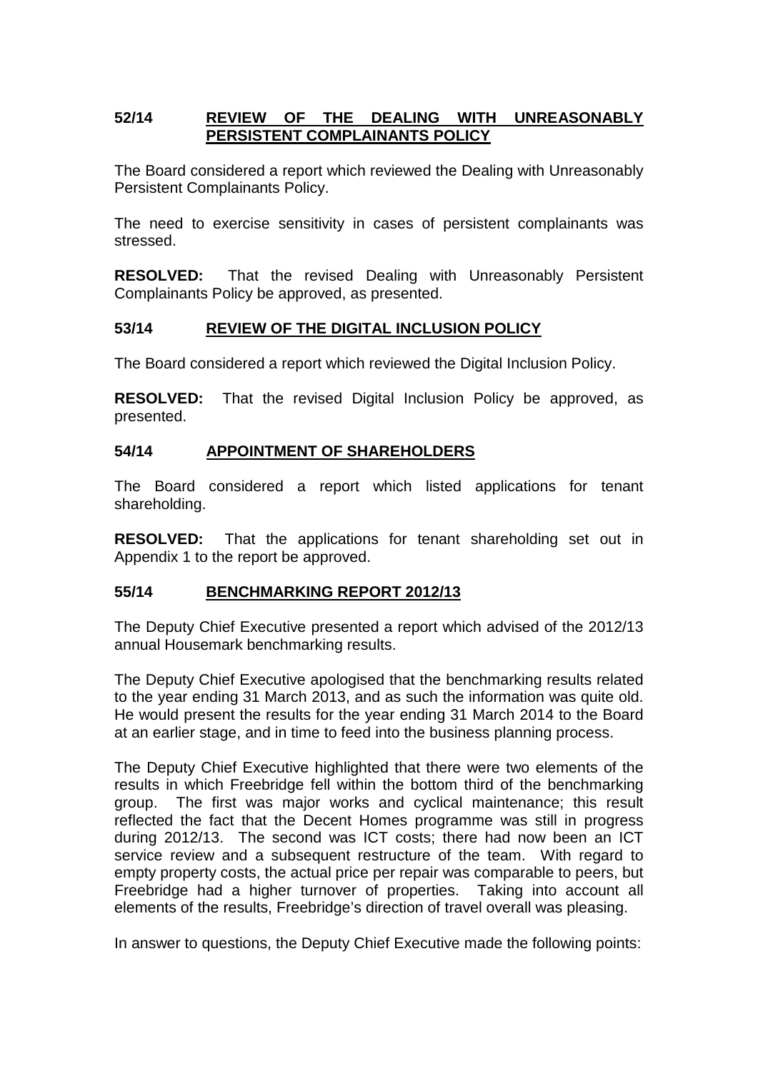## 52/14 REVIEW OF THE DEALING WITH UNREASONABLY PERSISTENT COMPLAINANTS POLICY

The Board considered a report which reviewed the Dealing with Unreasonably Persistent Complainants Policy.

The need to exercise sensitivity in cases of persistent complainants was stressed.

**RESOLVED:** That the revised Dealing with Unreasonably Persistent Complainants Policy be approved, as presented.

## 53/14 REVIEW OF THE DIGITAL INCLUSION POLICY

The Board considered a report which reviewed the Digital Inclusion Policy.

**RESOLVED:** That the revised Digital Inclusion Policy be approved, as presented.

## 54/14 APPOINTMENT OF SHAREHOLDERS

The Board considered a report which listed applications for tenant shareholding.

**RESOLVED:** That the applications for tenant shareholding set out in Appendix 1 to the report be approved.

## 55/14 BENCHMARKING REPORT 2012/13

The Deputy Chief Executive presented a report which advised of the 2012/13 annual Housemark benchmarking results.

The Deputy Chief Executive apologised that the benchmarking results related to the year ending 31 March 2013, and as such the information was quite old. He would present the results for the year ending 31 March 2014 to the Board at an earlier stage, and in time to feed into the business planning process.

The Deputy Chief Executive highlighted that there were two elements of the results in which Freebridge fell within the bottom third of the benchmarking group. The first was major works and cyclical maintenance; this result reflected the fact that the Decent Homes programme was still in progress during 2012/13. The second was ICT costs; there had now been an ICT service review and a subsequent restructure of the team. With regard to empty property costs, the actual price per repair was comparable to peers, but Freebridge had a higher turnover of properties. Taking into account all elements of the results, Freebridge's direction of travel overall was pleasing.

In answer to questions, the Deputy Chief Executive made the following points: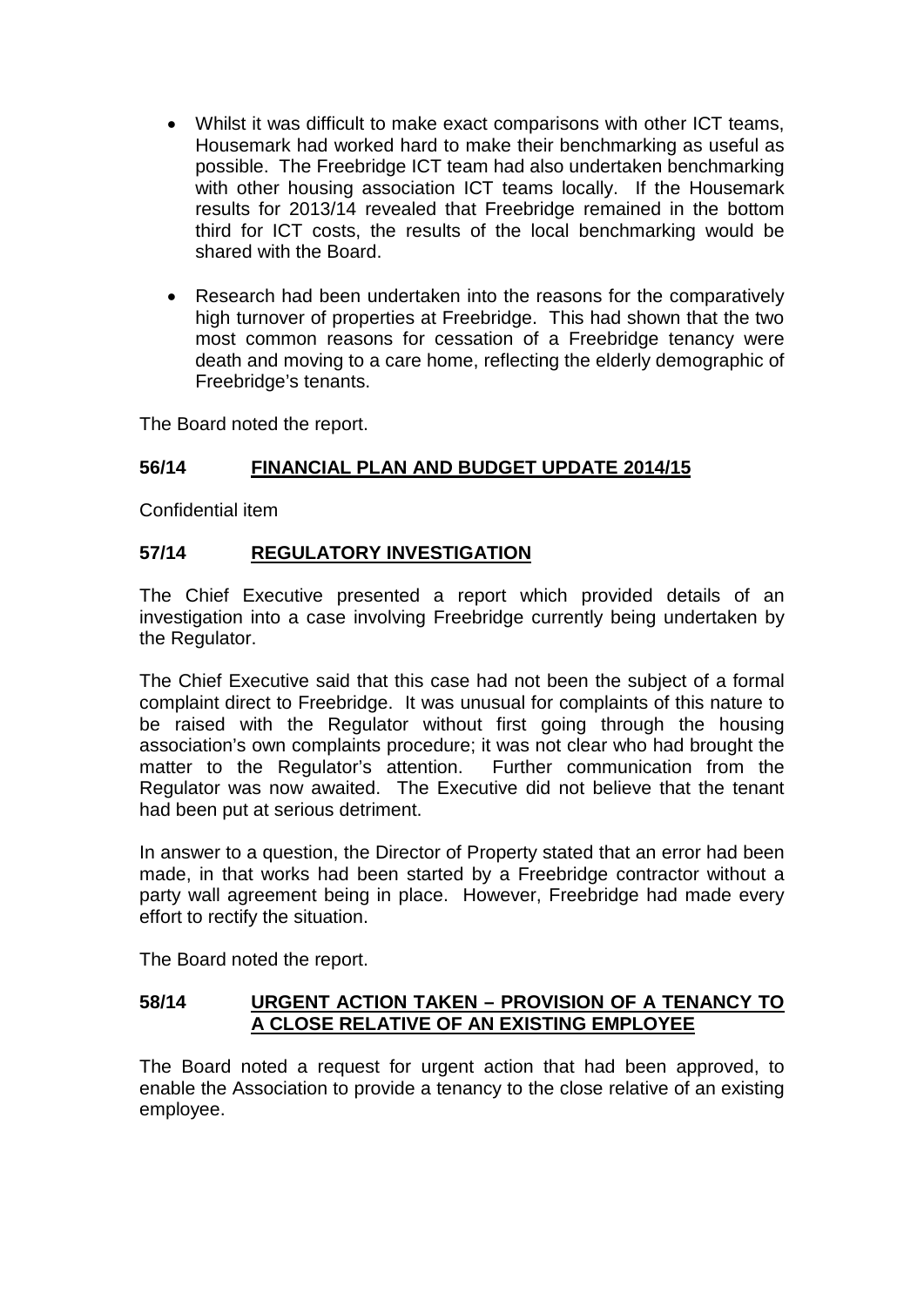- Whilst it was difficult to make exact comparisons with other ICT teams, Housemark had worked hard to make their benchmarking as useful as possible. The Freebridge ICT team had also undertaken benchmarking with other housing association ICT teams locally. If the Housemark results for 2013/14 revealed that Freebridge remained in the bottom third for ICT costs, the results of the local benchmarking would be shared with the Board.

- Research had been undertaken into the reasons for the comparatively high turnover of properties at Freebridge. This had shown that the two most common reasons for cessation of a Freebridge tenancy were death and moving to a care home, reflecting the elderly demographic of Freebridge's tenants.

The Board noted the report.

**56/14 FINANCIAL PLAN AND BUDGET UPDATE 2014/15**

Confidential item

**57/14 REGULATORY INVESTIGATION**

The Chief Executive presented a report which provided details of an investigation into a case involving Freebridge currently being undertaken by the Regulator.

The Chief Executive said that this case had not been the subject of a formal complaint direct to Freebridge. It was unusual for complaints of this nature to be raised with the Regulator without first going through the housing association's own complaints procedure; it was not clear who had brought the matter to the Regulator's attention. Further communication from the Regulator was now awaited. The Executive did not believe that the tenant had been put at serious detriment.

In answer to a question, the Director of Property stated that an error had been made, in that works had been started by a Freebridge contractor without a party wall agreement being in place. However, Freebridge had made every effort to rectify the situation.

The Board noted the report.

**58/14 URGENT ACTION TAKEN – PROVISION OF A TENANCY TO A CLOSE RELATIVE OF AN EXISTING EMPLOYEE**

The Board noted a request for urgent action that had been approved, to enable the Association to provide a tenancy to the close relative of an existing employee.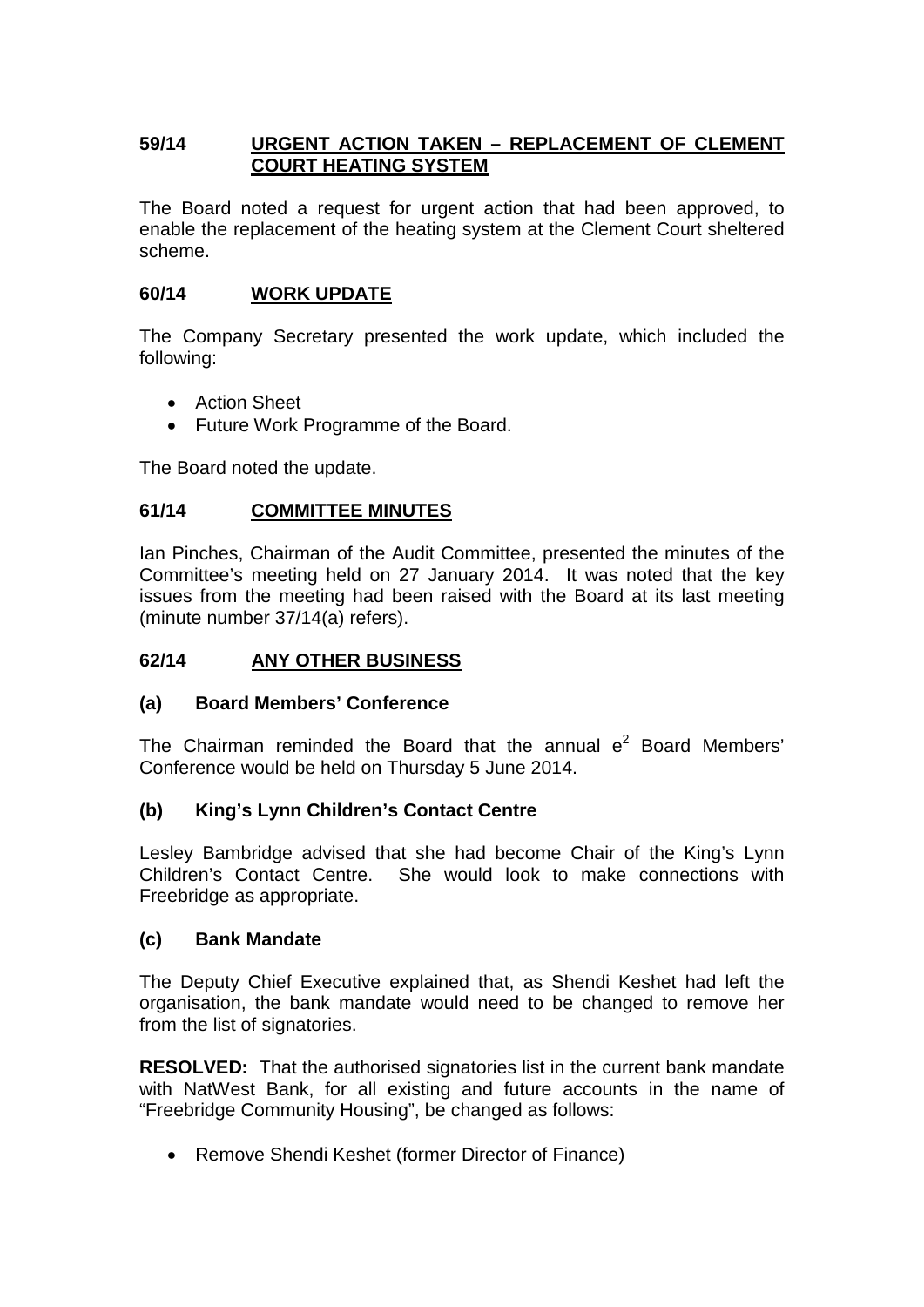## 59/14 URGENT ACTION TAKEN – REPLACEMENT OF CLEMENT COURT HEATING SYSTEM

The Board noted a request for urgent action that had been approved, to enable the replacement of the heating system at the Clement Court sheltered scheme.

## 60/14 WORK UPDATE

The Company Secretary presented the work update, which included the following:

- Action Sheet
- Future Work Programme of the Board.

The Board noted the update.

## 61/14 COMMITTEE MINUTES

Ian Pinches, Chairman of the Audit Committee, presented the minutes of the Committee's meeting held on 27 January 2014. It was noted that the key issues from the meeting had been raised with the Board at its last meeting (minute number 37/14(a) refers).

## 62/14 ANY OTHER BUSINESS

### (a) Board Members' Conference

The Chairman reminded the Board that the annual $e^2$ Board Members' Conference would be held on Thursday 5 June 2014.

### (b) King's Lynn Children's Contact Centre

Lesley Bambridge advised that she had become Chair of the King's Lynn Children's Contact Centre. She would look to make connections with Freebridge as appropriate.

### (c) Bank Mandate

The Deputy Chief Executive explained that, as Shendi Keshet had left the organisation, the bank mandate would need to be changed to remove her from the list of signatories.

**RESOLVED:** That the authorised signatories list in the current bank mandate with NatWest Bank, for all existing and future accounts in the name of "Freebridge Community Housing", be changed as follows:

- Remove Shendi Keshet (former Director of Finance)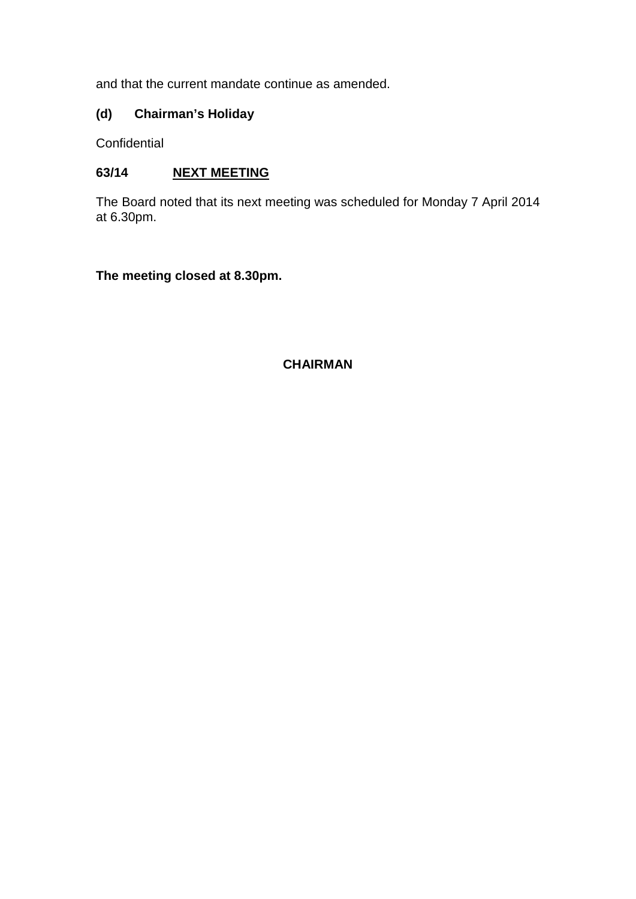and that the current mandate continue as amended.

### (d) Chairman's Holiday

Confidential

### 63/14 NEXT MEETING

The Board noted that its next meeting was scheduled for Monday 7 April 2014 at 6.30pm.

**The meeting closed at 8.30pm.**

**CHAIRMAN**